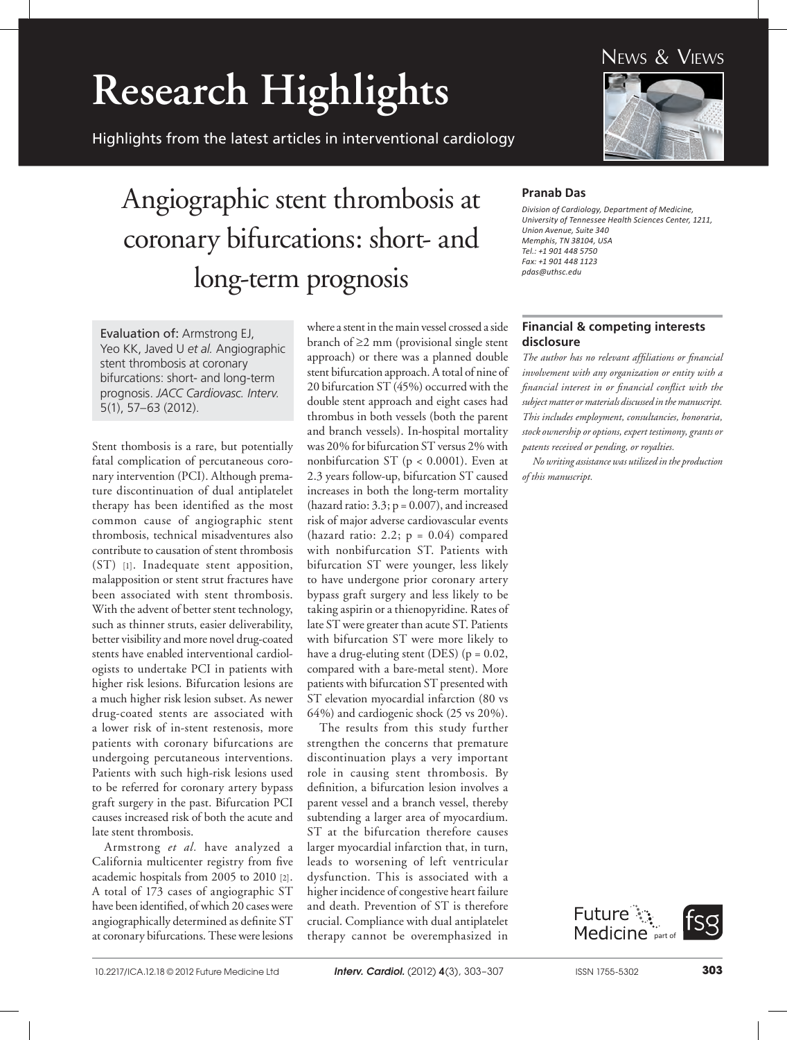# Research Highlights

Highlights from the latest articles in interventional cardiology

News & Views

## Angiographic stent thrombosis at coronary bifurcations: short- and long-term prognosis

**Pranab Das**

*Division of Cardiology, Department of Medicine, University of Tennessee Health Sciences Center, 1211, Union Avenue, Suite 340 Memphis, TN 38104, USA*
*Tel.: +1 901 448 5750*
*Fax: +1 901 448 1123*
*pdas@uthsc.edu*

Evaluation of: Armstrong EJ, Yeo KK, Javed U *et al.* Angiographic stent thrombosis at coronary bifurcations: short- and long-term prognosis. *JACC Cardiovasc. Interv.* 5(1), 57–63 (2012).

Stent thombosis is a rare, but potentially fatal complication of percutaneous coronary intervention (PCI). Although premature discontinuation of dual antiplatelet therapy has been identified as the most common cause of angiographic stent thrombosis, technical misadventures also contribute to causation of stent thrombosis (ST) [1]. Inadequate stent apposition, malapposition or stent strut fractures have been associated with stent thrombosis. With the advent of better stent technology, such as thinner struts, easier deliverability, better visibility and more novel drug-coated stents have enabled interventional cardiologists to undertake PCI in patients with higher risk lesions. Bifurcation lesions are a much higher risk lesion subset. As newer drug-coated stents are associated with a lower risk of in-stent restenosis, more patients with coronary bifurcations are undergoing percutaneous interventions. Patients with such high-risk lesions used to be referred for coronary artery bypass graft surgery in the past. Bifurcation PCI causes increased risk of both the acute and late stent thrombosis.

Armstrong *et al.* have analyzed a California multicenter registry from five academic hospitals from 2005 to 2010 [2]. A total of 173 cases of angiographic ST have been identified, of which 20 cases were angiographically determined as definite ST at coronary bifurcations. These were lesions where a stent in the main vessel crossed a side branch of ≥2 mm (provisional single stent approach) or there was a planned double stent bifurcation approach. A total of nine of 20 bifurcation ST (45%) occurred with the double stent approach and eight cases had thrombus in both vessels (both the parent and branch vessels). In-hospital mortality was 20% for bifurcation ST versus 2% with nonbifurcation ST ($p < 0.0001$). Even at 2.3 years follow-up, bifurcation ST caused increases in both the long-term mortality (hazard ratio: 3.3; $p = 0.007$), and increased risk of major adverse cardiovascular events (hazard ratio: 2.2; $p = 0.04$) compared with nonbifurcation ST. Patients with bifurcation ST were younger, less likely to have undergone prior coronary artery bypass graft surgery and less likely to be taking aspirin or a thienopyridine. Rates of late ST were greater than acute ST. Patients with bifurcation ST were more likely to have a drug-eluting stent (DES) ($p = 0.02$, compared with a bare-metal stent). More patients with bifurcation ST presented with ST elevation myocardial infarction (80 vs 64%) and cardiogenic shock (25 vs 20%).

The results from this study further strengthen the concerns that premature discontinuation plays a very important role in causing stent thrombosis. By definition, a bifurcation lesion involves a parent vessel and a branch vessel, thereby subtending a larger area of myocardium. ST at the bifurcation therefore causes larger myocardial infarction that, in turn, leads to worsening of left ventricular dysfunction. This is associated with a higher incidence of congestive heart failure and death. Prevention of ST is therefore crucial. Compliance with dual antiplatelet therapy cannot be overemphasized in

### Financial & competing interests disclosure

*The author has no relevant affiliations or financial involvement with any organization or entity with a financial interest in or financial conflict with the subject matter or materials discussed in the manuscript. This includes employment, consultancies, honoraria, stock ownership or options, expert testimony, grants or patents received or pending, or royalties.*

*No writing assistance was utilized in the production of this manuscript.*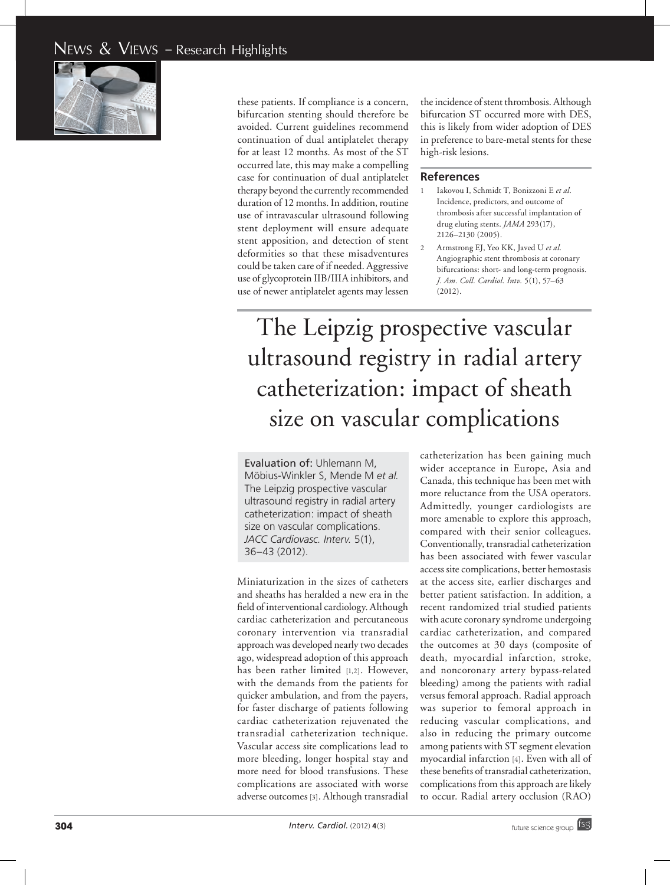these patients. If compliance is a concern, bifurcation stenting should therefore be avoided. Current guidelines recommend continuation of dual antiplatelet therapy for at least 12 months. As most of the ST occurred late, this may make a compelling case for continuation of dual antiplatelet therapy beyond the currently recommended duration of 12 months. In addition, routine use of intravascular ultrasound following stent deployment will ensure adequate stent apposition, and detection of stent deformities so that these misadventures could be taken care of if needed. Aggressive use of glycoprotein IIB/IIIA inhibitors, and use of newer antiplatelet agents may lessen the incidence of stent thrombosis. Although bifurcation ST occurred more with DES, this is likely from wider adoption of DES in preference to bare-metal stents for these high-risk lesions.

## References

1. Iakovou I, Schmidt T, Bonizzoni E *et al.* Incidence, predictors, and outcome of thrombosis after successful implantation of drug eluting stents. *JAMA* 293(17), 2126–2130 (2005).
2. Armstrong EJ, Yeo KK, Javed U *et al.* Angiographic stent thrombosis at coronary bifurcations: short- and long-term prognosis. *J. Am. Coll. Cardiol. Intv.* 5(1), 57–63 (2012).

# The Leipzig prospective vascular ultrasound registry in radial artery catheterization: impact of sheath size on vascular complications

Evaluation of: Uhlemann M, Möbius-Winkler S, Mende M *et al.* The Leipzig prospective vascular ultrasound registry in radial artery catheterization: impact of sheath size on vascular complications. *JACC Cardiovasc. Interv.* 5(1), 36–43 (2012).

Miniaturization in the sizes of catheters and sheaths has heralded a new era in the field of interventional cardiology. Although cardiac catheterization and percutaneous coronary intervention via transradial approach was developed nearly two decades ago, widespread adoption of this approach has been rather limited [1,2]. However, with the demands from the patients for quicker ambulation, and from the payers, for faster discharge of patients following cardiac catheterization rejuvenated the transradial catheterization technique. Vascular access site complications lead to more bleeding, longer hospital stay and more need for blood transfusions. These complications are associated with worse adverse outcomes [3]. Although transradial catheterization has been gaining much wider acceptance in Europe, Asia and Canada, this technique has been met with more reluctance from the USA operators. Admittedly, younger cardiologists are more amenable to explore this approach, compared with their senior colleagues. Conventionally, transradial catheterization has been associated with fewer vascular access site complications, better hemostasis at the access site, earlier discharges and better patient satisfaction. In addition, a recent randomized trial studied patients with acute coronary syndrome undergoing cardiac catheterization, and compared the outcomes at 30 days (composite of death, myocardial infarction, stroke, and noncoronary artery bypass-related bleeding) among the patients with radial versus femoral approach. Radial approach was superior to femoral approach in reducing vascular complications, and also in reducing the primary outcome among patients with ST segment elevation myocardial infarction [4]. Even with all of these benefits of transradial catheterization, complications from this approach are likely to occur. Radial artery occlusion (RAO)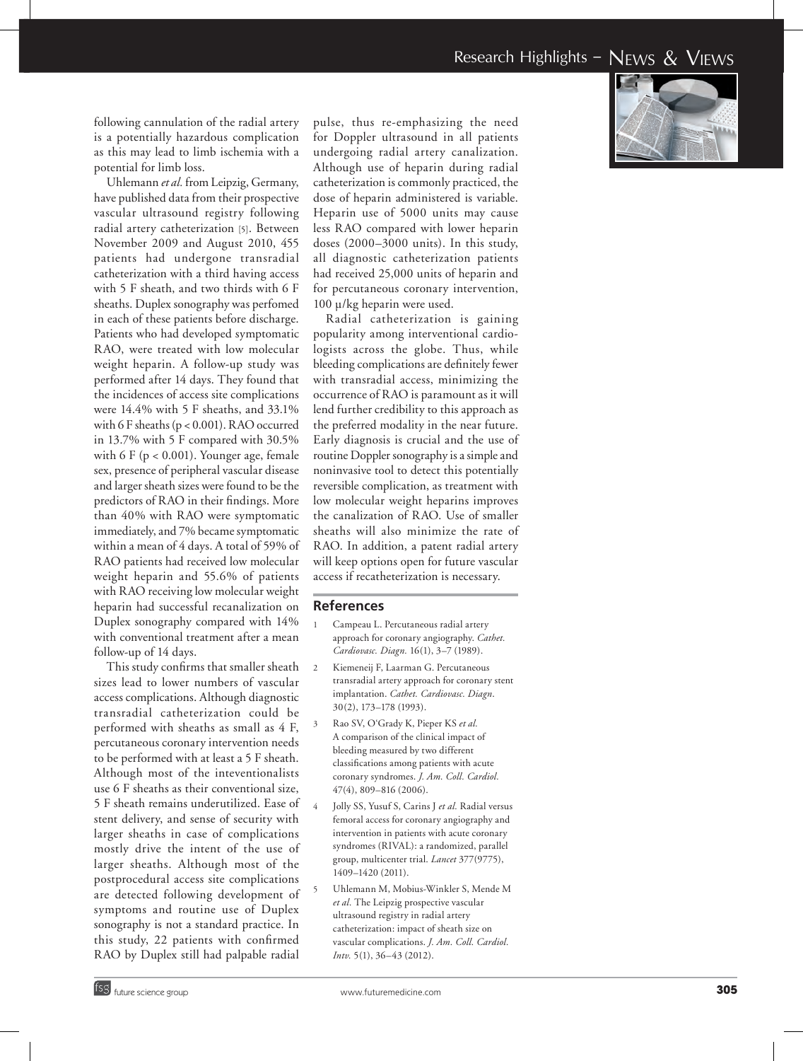following cannulation of the radial artery is a potentially hazardous complication as this may lead to limb ischemia with a potential for limb loss.

Uhlemann *et al.* from Leipzig, Germany, have published data from their prospective vascular ultrasound registry following radial artery catheterization [5]. Between November 2009 and August 2010, 455 patients had undergone transradial catheterization with a third having access with 5 F sheath, and two thirds with 6 F sheaths. Duplex sonography was perfomed in each of these patients before discharge. Patients who had developed symptomatic RAO, were treated with low molecular weight heparin. A follow-up study was performed after 14 days. They found that the incidences of access site complications were 14.4% with 5 F sheaths, and 33.1% with 6 F sheaths ($p < 0.001$). RAO occurred in 13.7% with 5 F compared with 30.5% with 6 F ($p < 0.001$). Younger age, female sex, presence of peripheral vascular disease and larger sheath sizes were found to be the predictors of RAO in their findings. More than 40% with RAO were symptomatic immediately, and 7% became symptomatic within a mean of 4 days. A total of 59% of RAO patients had received low molecular weight heparin and 55.6% of patients with RAO receiving low molecular weight heparin had successful recanalization on Duplex sonography compared with 14% with conventional treatment after a mean follow-up of 14 days.

This study confirms that smaller sheath sizes lead to lower numbers of vascular access complications. Although diagnostic transradial catheterization could be performed with sheaths as small as 4 F, percutaneous coronary intervention needs to be performed with at least a 5 F sheath. Although most of the inteventionalists use 6 F sheaths as their conventional size, 5 F sheath remains underutilized. Ease of stent delivery, and sense of security with larger sheaths in case of complications mostly drive the intent of the use of larger sheaths. Although most of the postprocedural access site complications are detected following development of symptoms and routine use of Duplex sonography is not a standard practice. In this study, 22 patients with confirmed RAO by Duplex still had palpable radial pulse, thus re-emphasizing the need for Doppler ultrasound in all patients undergoing radial artery canalization. Although use of heparin during radial catheterization is commonly practiced, the dose of heparin administered is variable. Heparin use of 5000 units may cause less RAO compared with lower heparin doses (2000–3000 units). In this study, all diagnostic catheterization patients had received 25,000 units of heparin and for percutaneous coronary intervention, 100 μ/kg heparin were used.

Radial catheterization is gaining popularity among interventional cardiologists across the globe. Thus, while bleeding complications are definitely fewer with transradial access, minimizing the occurrence of RAO is paramount as it will lend further credibility to this approach as the preferred modality in the near future. Early diagnosis is crucial and the use of routine Doppler sonography is a simple and noninvasive tool to detect this potentially reversible complication, as treatment with low molecular weight heparins improves the canalization of RAO. Use of smaller sheaths will also minimize the rate of RAO. In addition, a patent radial artery will keep options open for future vascular access if recatheterization is necessary.

## References

1. Campeau L. Percutaneous radial artery approach for coronary angiography. *Cathet. Cardiovasc. Diagn.* 16(1), 3–7 (1989).
2. Kiemeneij F, Laarman G. Percutaneous transradial artery approach for coronary stent implantation. *Cathet. Cardiovasc. Diagn*. 30(2), 173–178 (1993).
3. Rao SV, O'Grady K, Pieper KS *et al.* A comparison of the clinical impact of bleeding measured by two different classifications among patients with acute coronary syndromes. *J. Am. Coll. Cardiol.* 47(4), 809–816 (2006).
4. Jolly SS, Yusuf S, Carins J *et al.* Radial versus femoral access for coronary angiography and intervention in patients with acute coronary syndromes (RIVAL): a randomized, parallel group, multicenter trial. *Lancet* 377(9775), 1409–1420 (2011).
5. Uhlemann M, Mobius-Winkler S, Mende M *et al.* The Leipzig prospective vascular ultrasound registry in radial artery catheterization: impact of sheath size on vascular complications. *J. Am. Coll. Cardiol. Intv.* 5(1), 36–43 (2012).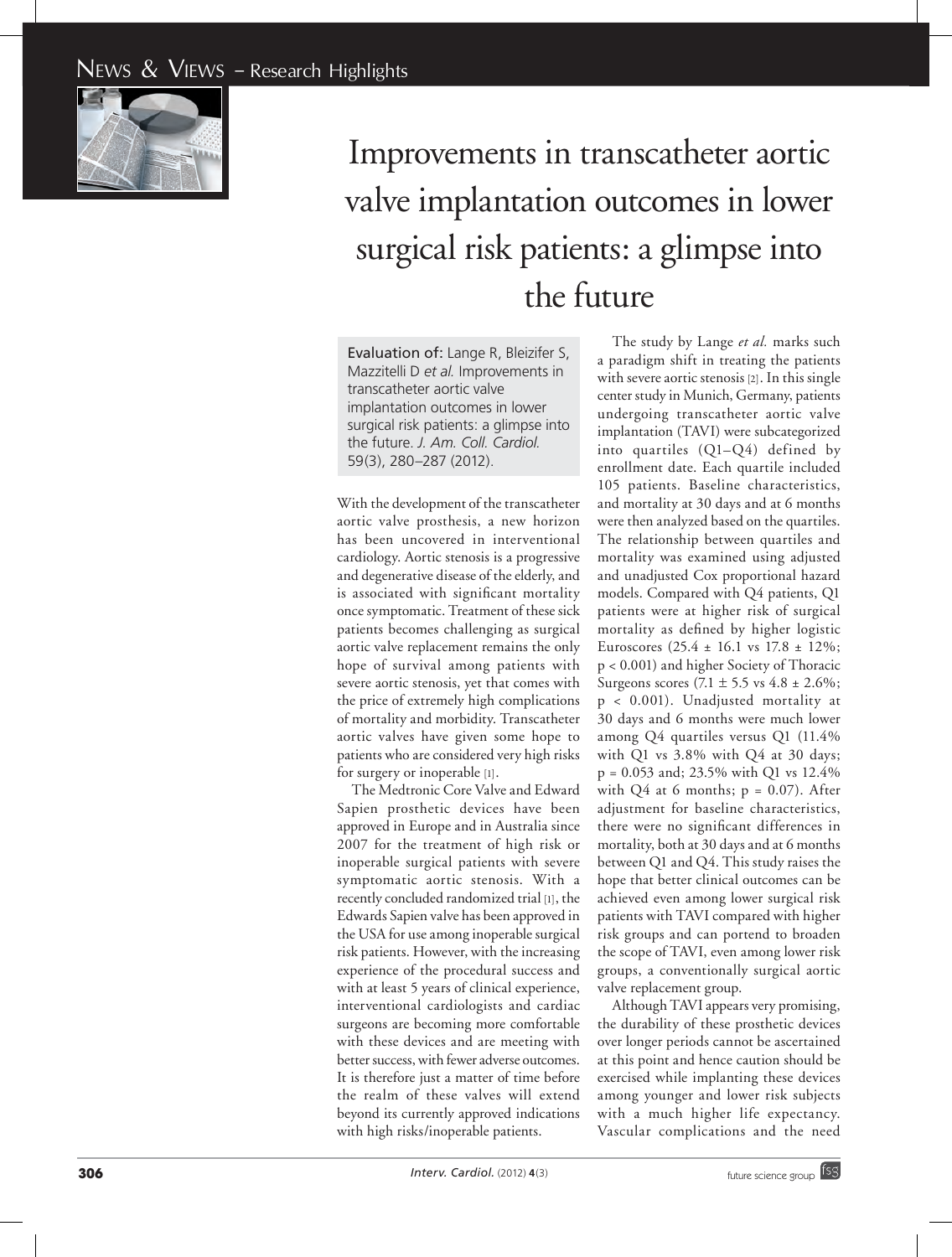# Improvements in transcatheter aortic valve implantation outcomes in lower surgical risk patients: a glimpse into the future

Evaluation of: Lange R, Bleizifer S, Mazzitelli D *et al.* Improvements in transcatheter aortic valve implantation outcomes in lower surgical risk patients: a glimpse into the future. *J. Am. Coll. Cardiol.* 59(3), 280–287 (2012).

With the development of the transcatheter aortic valve prosthesis, a new horizon has been uncovered in interventional cardiology. Aortic stenosis is a progressive and degenerative disease of the elderly, and is associated with significant mortality once symptomatic. Treatment of these sick patients becomes challenging as surgical aortic valve replacement remains the only hope of survival among patients with severe aortic stenosis, yet that comes with the price of extremely high complications of mortality and morbidity. Transcatheter aortic valves have given some hope to patients who are considered very high risks for surgery or inoperable [1].

The Medtronic Core Valve and Edward Sapien prosthetic devices have been approved in Europe and in Australia since 2007 for the treatment of high risk or inoperable surgical patients with severe symptomatic aortic stenosis. With a recently concluded randomized trial [1], the Edwards Sapien valve has been approved in the USA for use among inoperable surgical risk patients. However, with the increasing experience of the procedural success and with at least 5 years of clinical experience, interventional cardiologists and cardiac surgeons are becoming more comfortable with these devices and are meeting with better success, with fewer adverse outcomes. It is therefore just a matter of time before the realm of these valves will extend beyond its currently approved indications with high risks/inoperable patients.

The study by Lange *et al.* marks such a paradigm shift in treating the patients with severe aortic stenosis [2]. In this single center study in Munich, Germany, patients undergoing transcatheter aortic valve implantation (TAVI) were subcategorized into quartiles (Q1–Q4) defined by enrollment date. Each quartile included 105 patients. Baseline characteristics, and mortality at 30 days and at 6 months were then analyzed based on the quartiles. The relationship between quartiles and mortality was examined using adjusted and unadjusted Cox proportional hazard models. Compared with Q4 patients, Q1 patients were at higher risk of surgical mortality as defined by higher logistic Euroscores (25.4 ± 16.1 vs 17.8 ± 12%; $p < 0.001$) and higher Society of Thoracic Surgeons scores (7.1 ± 5.5 vs 4.8 ± 2.6%; $p < 0.001$). Unadjusted mortality at 30 days and 6 months were much lower among Q4 quartiles versus Q1 (11.4% with Q1 vs 3.8% with Q4 at 30 days; $p = 0.053$ and; 23.5% with Q1 vs 12.4% with Q4 at 6 months; $p = 0.07$). After adjustment for baseline characteristics, there were no significant differences in mortality, both at 30 days and at 6 months between Q1 and Q4. This study raises the hope that better clinical outcomes can be achieved even among lower surgical risk patients with TAVI compared with higher risk groups and can portend to broaden the scope of TAVI, even among lower risk groups, a conventionally surgical aortic valve replacement group.

Although TAVI appears very promising, the durability of these prosthetic devices over longer periods cannot be ascertained at this point and hence caution should be exercised while implanting these devices among younger and lower risk subjects with a much higher life expectancy. Vascular complications and the need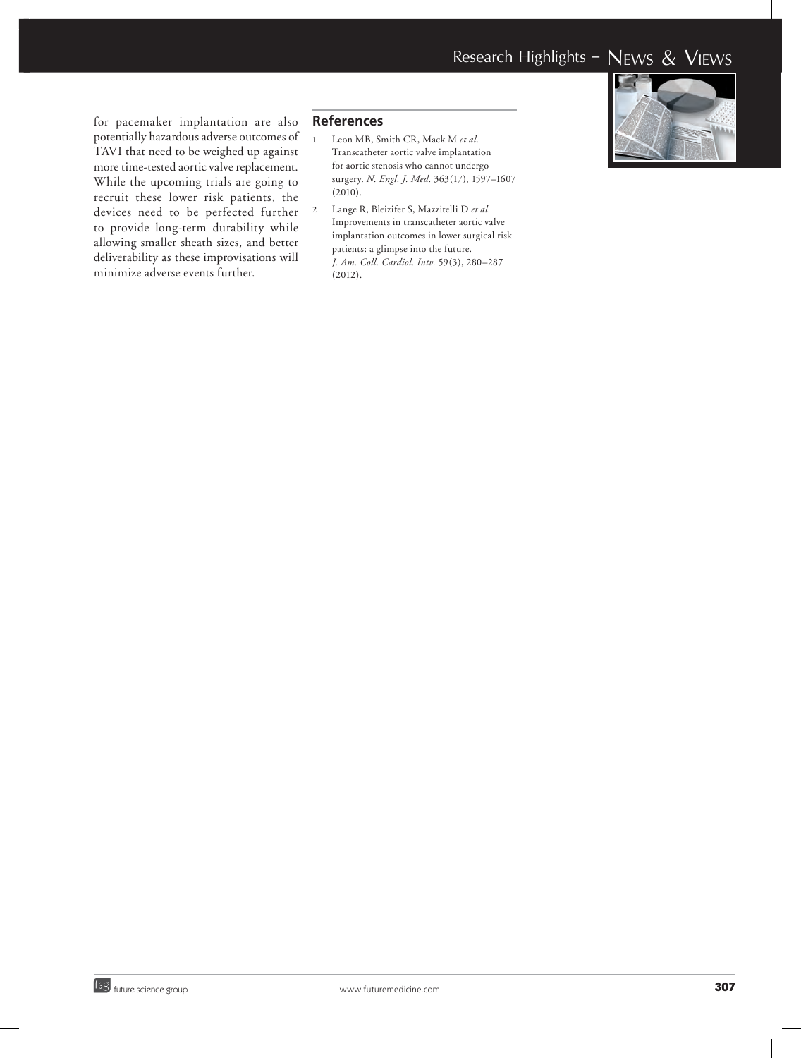for pacemaker implantation are also potentially hazardous adverse outcomes of TAVI that need to be weighed up against more time-tested aortic valve replacement. While the upcoming trials are going to recruit these lower risk patients, the devices need to be perfected further to provide long-term durability while allowing smaller sheath sizes, and better deliverability as these improvisations will minimize adverse events further.

## References

1. Leon MB, Smith CR, Mack M *et al.* Transcatheter aortic valve implantation for aortic stenosis who cannot undergo surgery. *N. Engl. J. Med.* 363(17), 1597–1607 (2010).
2. Lange R, Bleizifer S, Mazzitelli D *et al.* Improvements in transcatheter aortic valve implantation outcomes in lower surgical risk patients: a glimpse into the future. *J. Am. Coll. Cardiol. Intv.* 59(3), 280–287 (2012).